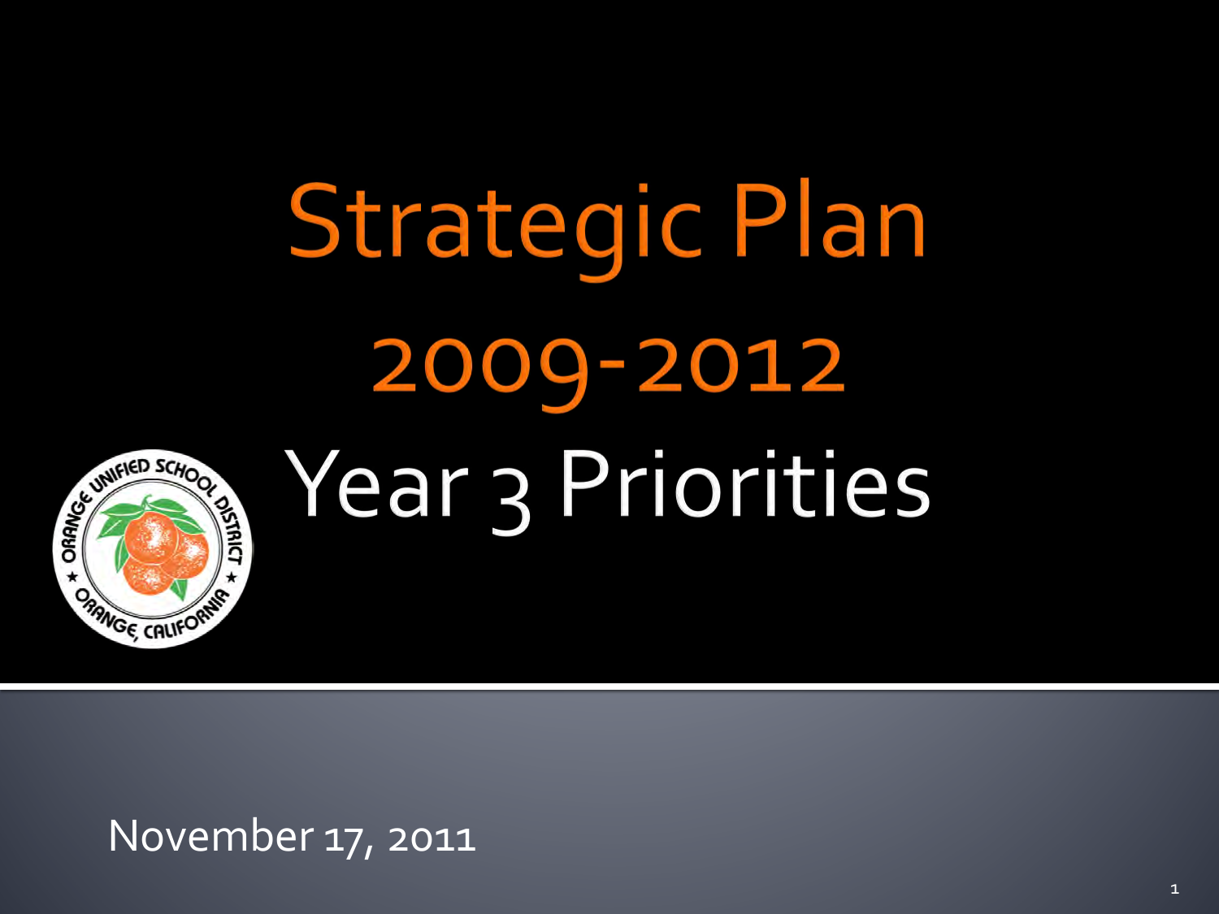# Strategic Plan 2009-2012

## Year 3 Priorities

November 17, 2011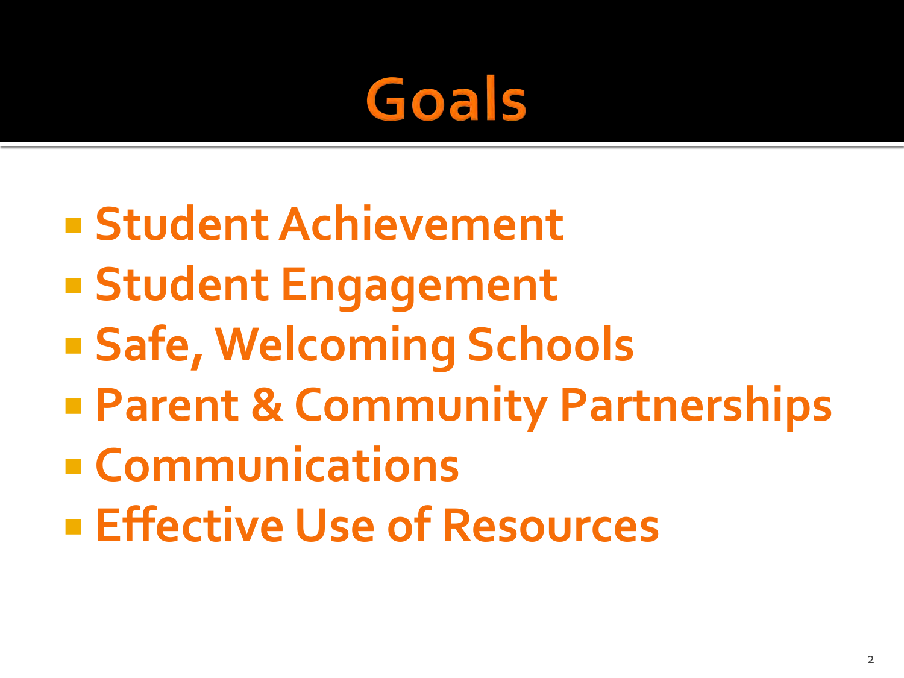# Goals

- Student Achievement
- Student Engagement
- Safe, Welcoming Schools
- Parent & Community Partnerships
- Communications
- Effective Use of Resources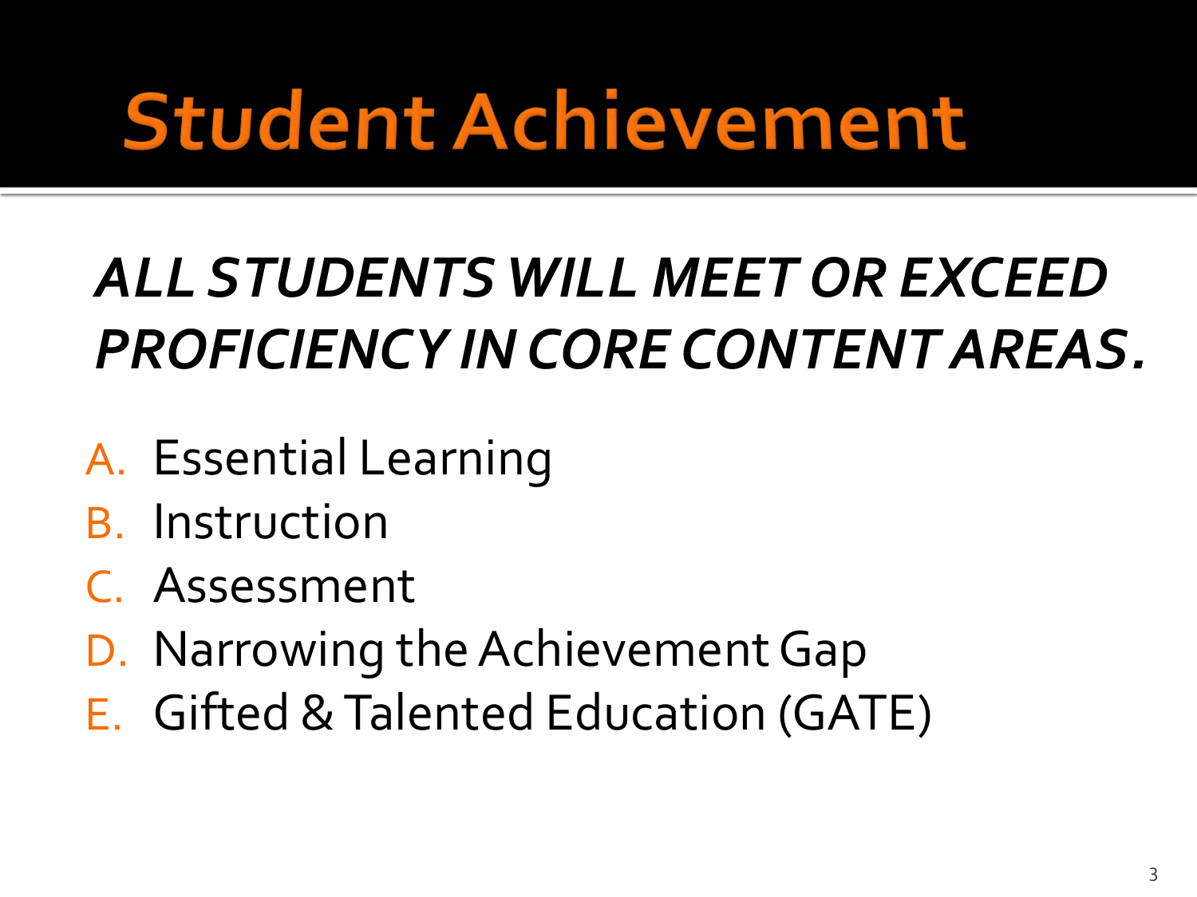# Student Achievement

***ALL STUDENTS WILL MEET OR EXCEED PROFICIENCY IN CORE CONTENT AREAS.***

A. Essential Learning
B. Instruction
C. Assessment
D. Narrowing the Achievement Gap
E. Gifted & Talented Education (GATE)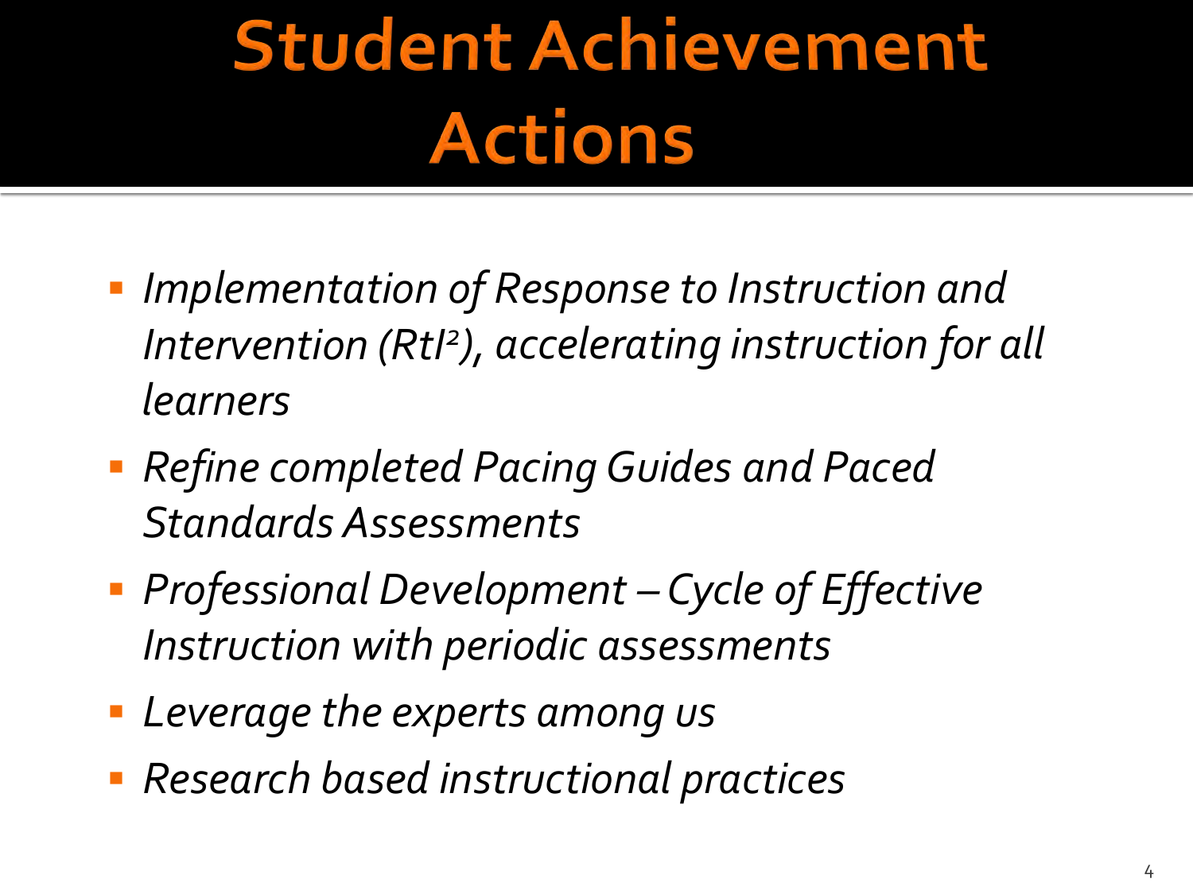# Student Achievement Actions

- *Implementation of Response to Instruction and Intervention (RtI$^2$), accelerating instruction for all learners*
- *Refine completed Pacing Guides and Paced Standards Assessments*
- *Professional Development – Cycle of Effective Instruction with periodic assessments*
- *Leverage the experts among us*
- *Research based instructional practices*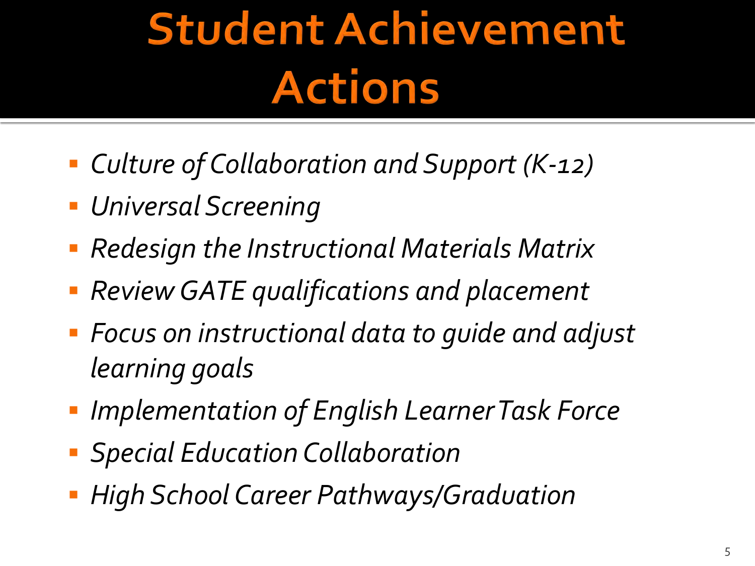# Student Achievement Actions

- *Culture of Collaboration and Support (K-12)*
- *Universal Screening*
- *Redesign the Instructional Materials Matrix*
- *Review GATE qualifications and placement*
- *Focus on instructional data to guide and adjust learning goals*
- *Implementation of English Learner Task Force*
- *Special Education Collaboration*
- *High School Career Pathways/Graduation*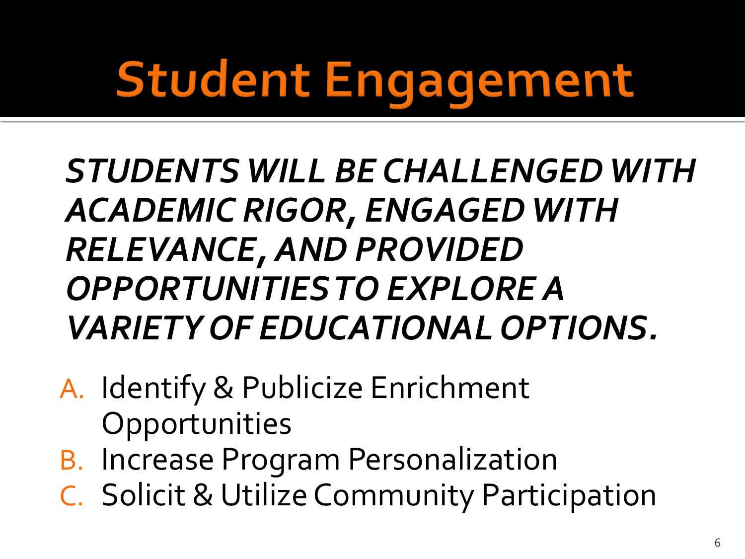# Student Engagement

***STUDENTS WILL BE CHALLENGED WITH ACADEMIC RIGOR, ENGAGED WITH RELEVANCE, AND PROVIDED OPPORTUNITIES TO EXPLORE A VARIETY OF EDUCATIONAL OPTIONS.***

A. Identify & Publicize Enrichment Opportunities
B. Increase Program Personalization
C. Solicit & Utilize Community Participation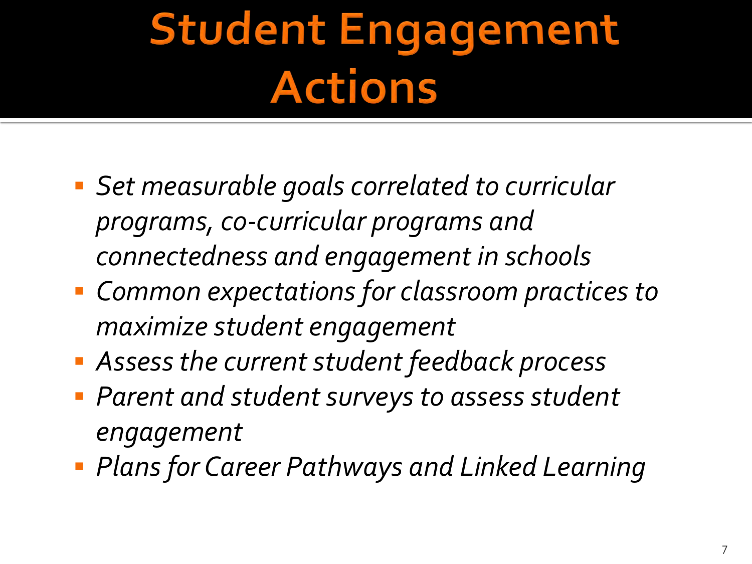# Student Engagement Actions

- *Set measurable goals correlated to curricular programs, co-curricular programs and connectedness and engagement in schools*
- *Common expectations for classroom practices to maximize student engagement*
- *Assess the current student feedback process*
- *Parent and student surveys to assess student engagement*
- *Plans for Career Pathways and Linked Learning*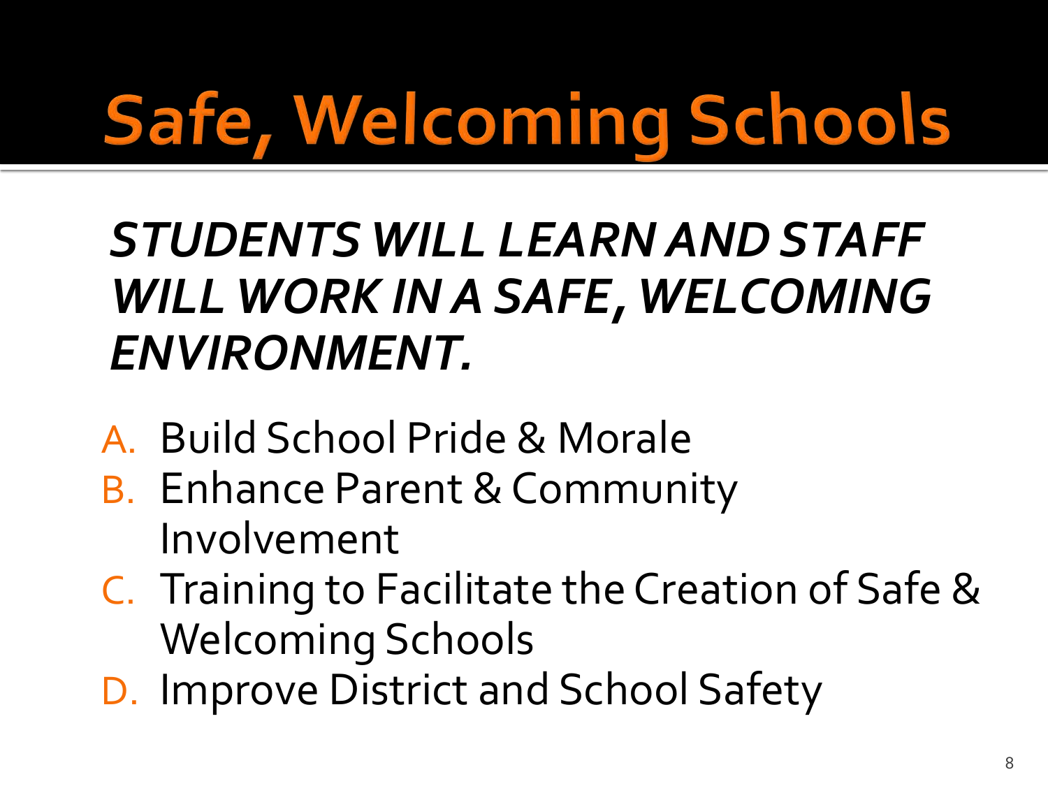# Safe, Welcoming Schools

***STUDENTS WILL LEARN AND STAFF WILL WORK IN A SAFE, WELCOMING ENVIRONMENT.***

A. Build School Pride & Morale
B. Enhance Parent & Community Involvement
C. Training to Facilitate the Creation of Safe & Welcoming Schools
D. Improve District and School Safety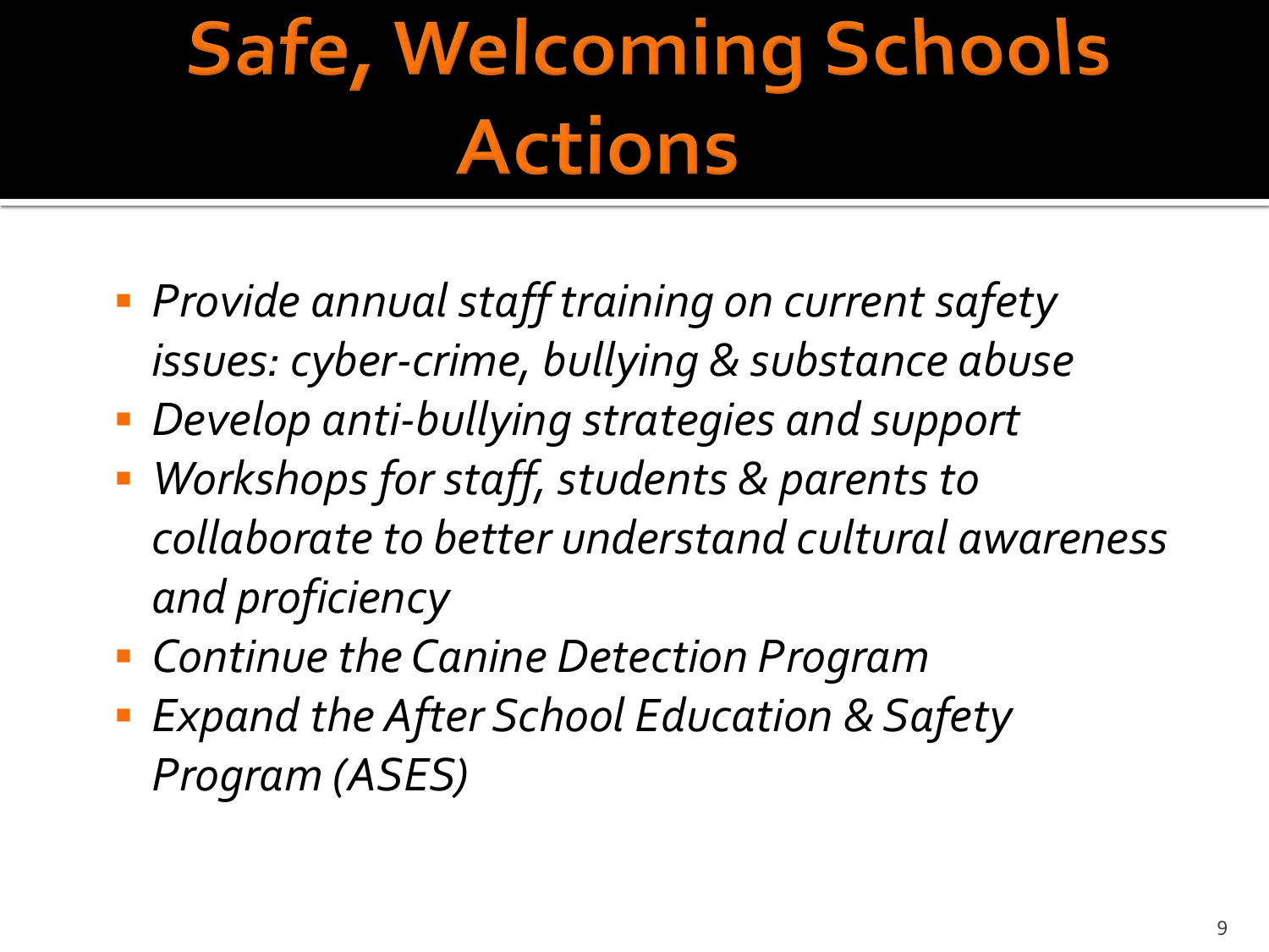# Safe, Welcoming Schools Actions

- *Provide annual staff training on current safety issues: cyber-crime, bullying & substance abuse*
- *Develop anti-bullying strategies and support*
- *Workshops for staff, students & parents to collaborate to better understand cultural awareness and proficiency*
- *Continue the Canine Detection Program*
- *Expand the After School Education & Safety Program (ASES)*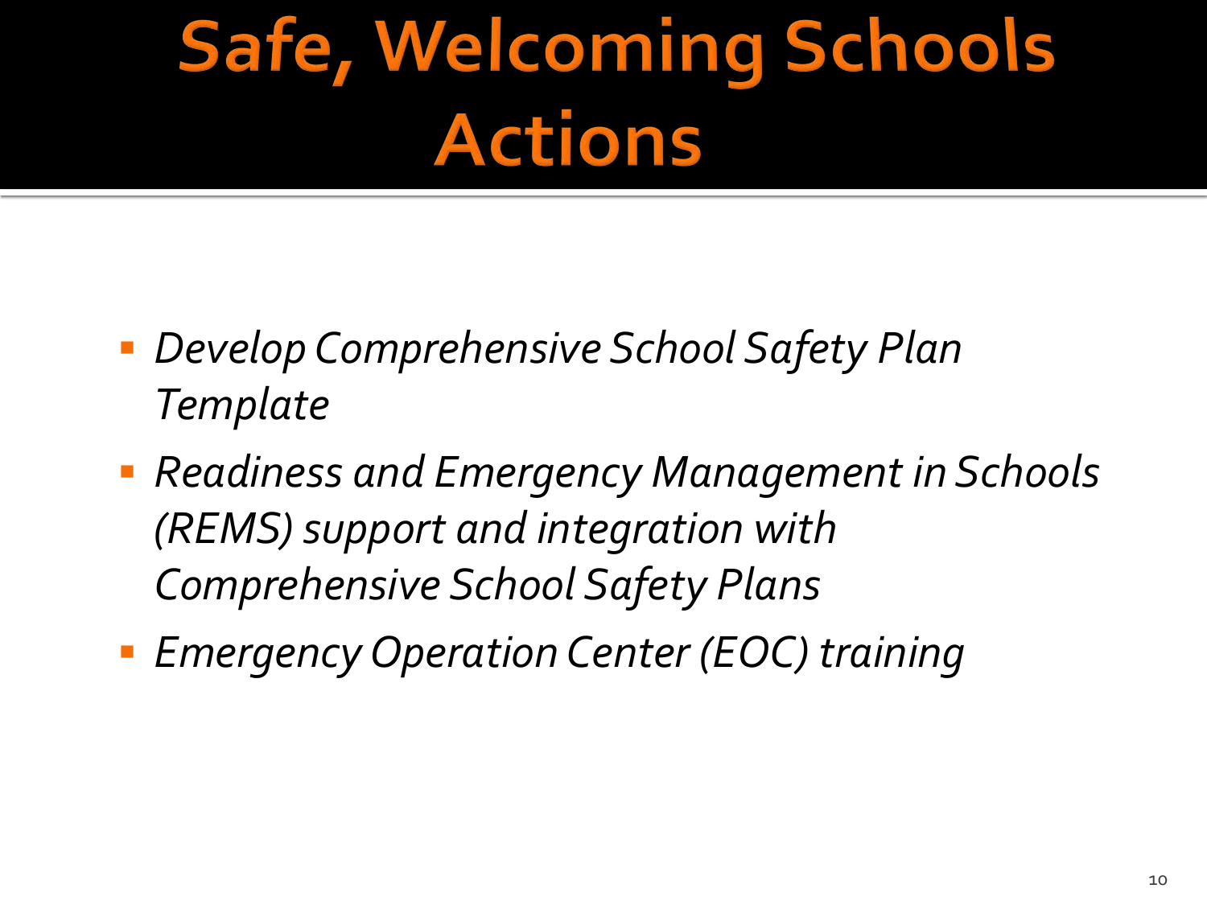# Safe, Welcoming Schools Actions

- *Develop Comprehensive School Safety Plan Template*
- *Readiness and Emergency Management in Schools (REMS) support and integration with Comprehensive School Safety Plans*
- *Emergency Operation Center (EOC) training*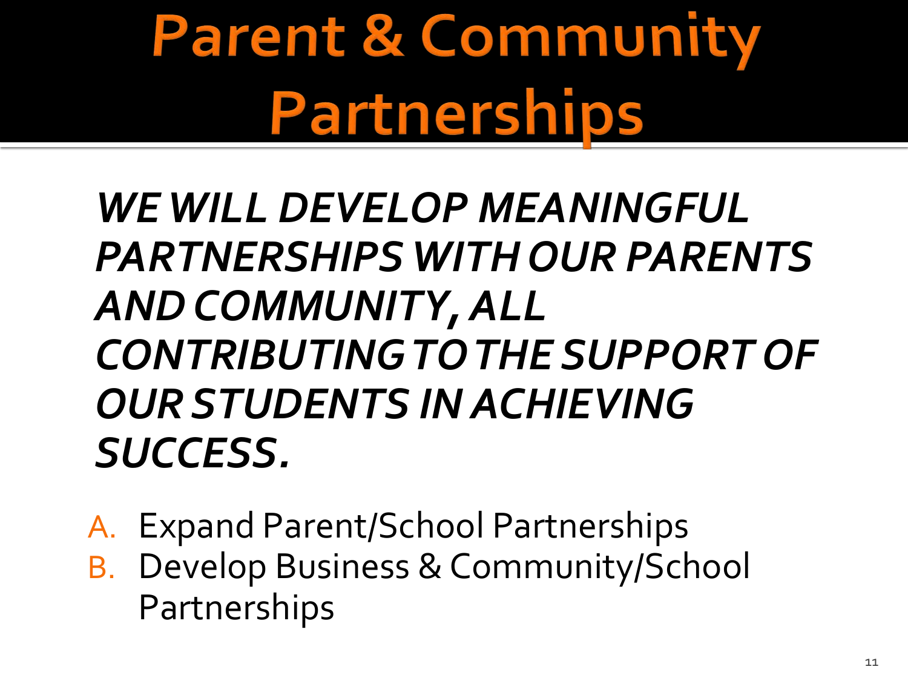# Parent & Community Partnerships

***WE WILL DEVELOP MEANINGFUL PARTNERSHIPS WITH OUR PARENTS AND COMMUNITY, ALL CONTRIBUTING TO THE SUPPORT OF OUR STUDENTS IN ACHIEVING SUCCESS.***

A. Expand Parent/School Partnerships
B. Develop Business & Community/School Partnerships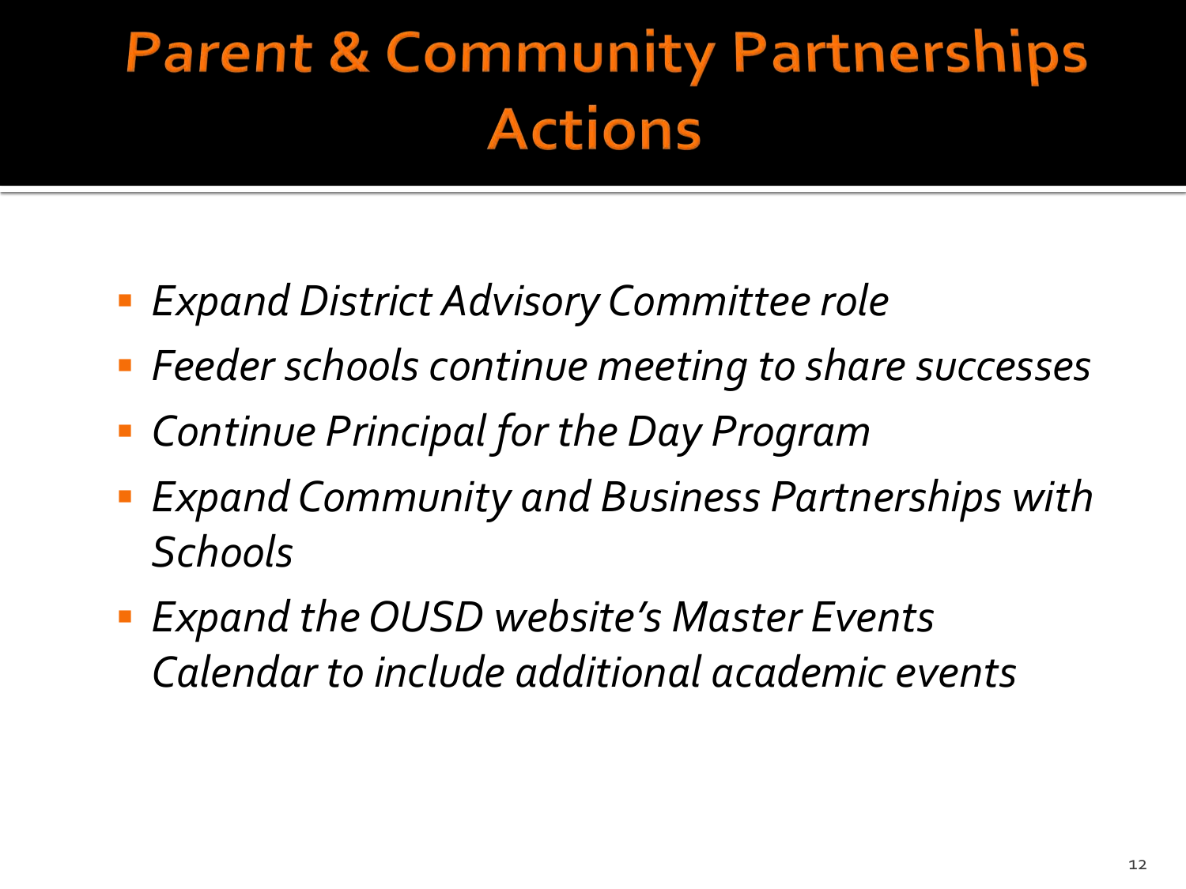# Parent & Community Partnerships Actions

- *Expand District Advisory Committee role*
- *Feeder schools continue meeting to share successes*
- *Continue Principal for the Day Program*
- *Expand Community and Business Partnerships with Schools*
- *Expand the OUSD website's Master Events Calendar to include additional academic events*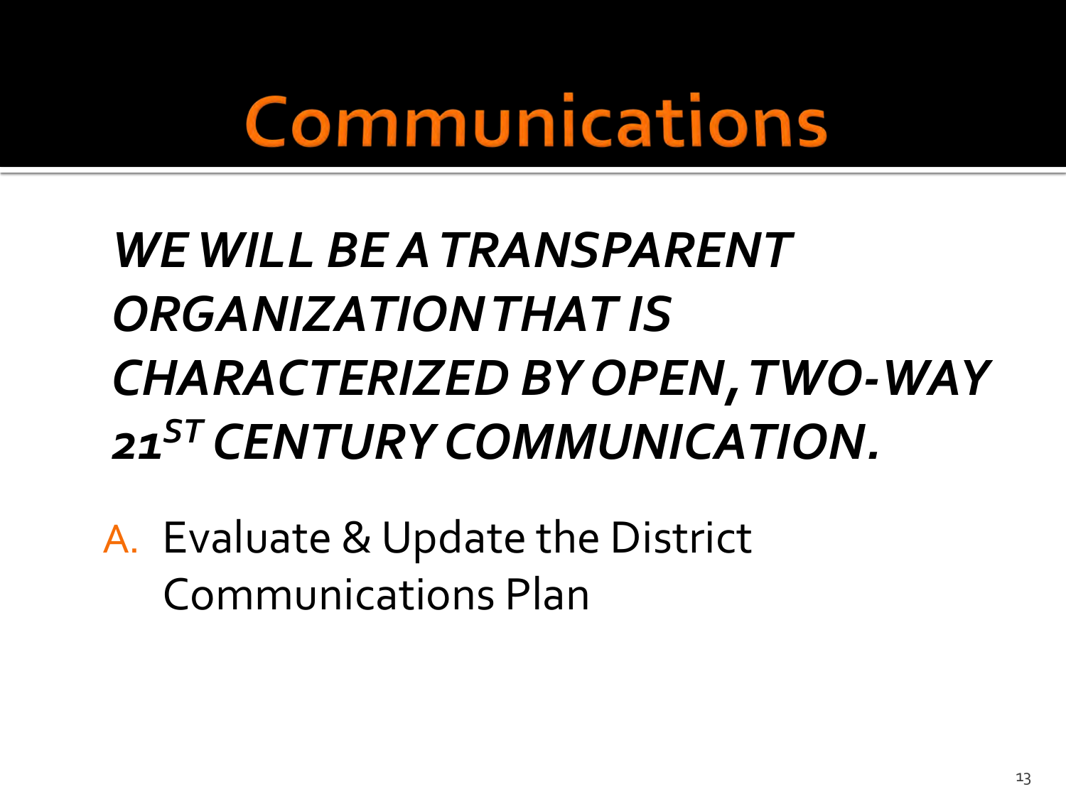# Communications

***WE WILL BE A TRANSPARENT ORGANIZATION THAT IS CHARACTERIZED BY OPEN, TWO-WAY 21ST CENTURY COMMUNICATION.***

A. Evaluate & Update the District Communications Plan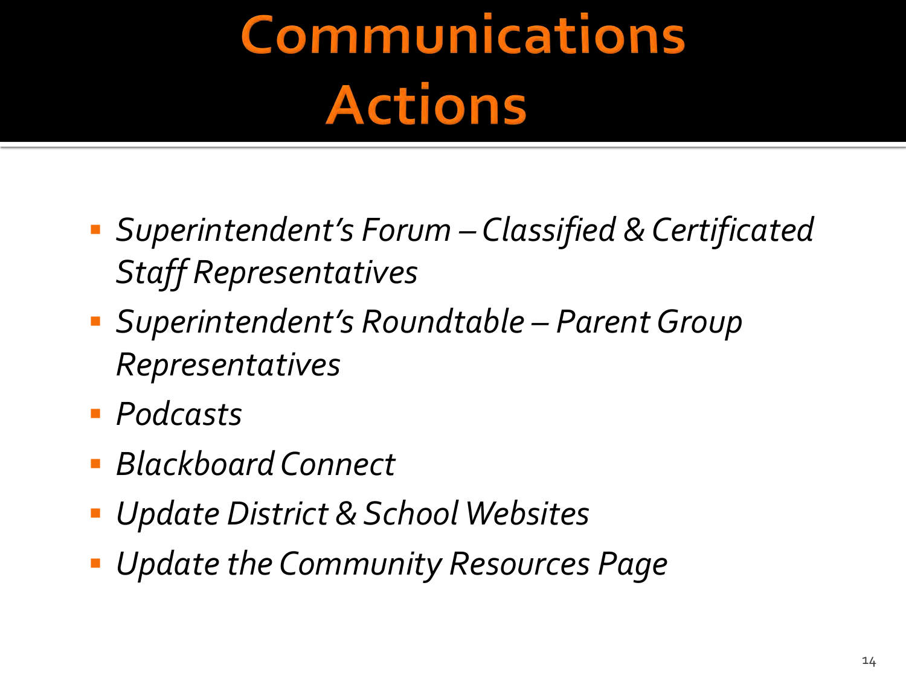# Communications Actions

- *Superintendent's Forum – Classified & Certificated Staff Representatives*
- *Superintendent's Roundtable – Parent Group Representatives*
- *Podcasts*
- *Blackboard Connect*
- *Update District & School Websites*
- *Update the Community Resources Page*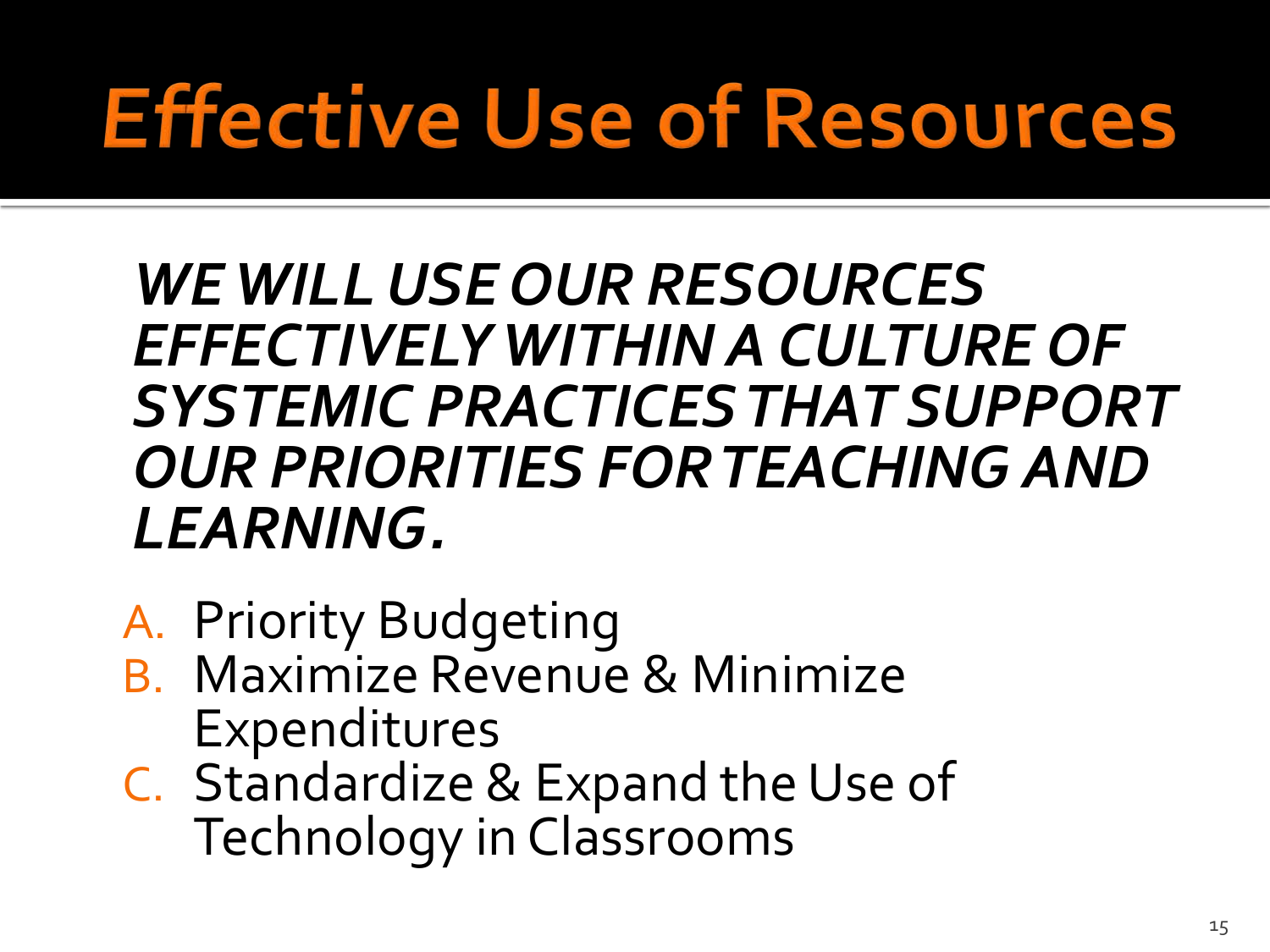# Effective Use of Resources

***WE WILL USE OUR RESOURCES EFFECTIVELY WITHIN A CULTURE OF SYSTEMIC PRACTICES THAT SUPPORT OUR PRIORITIES FOR TEACHING AND LEARNING.***

A. Priority Budgeting
B. Maximize Revenue & Minimize Expenditures
C. Standardize & Expand the Use of Technology in Classrooms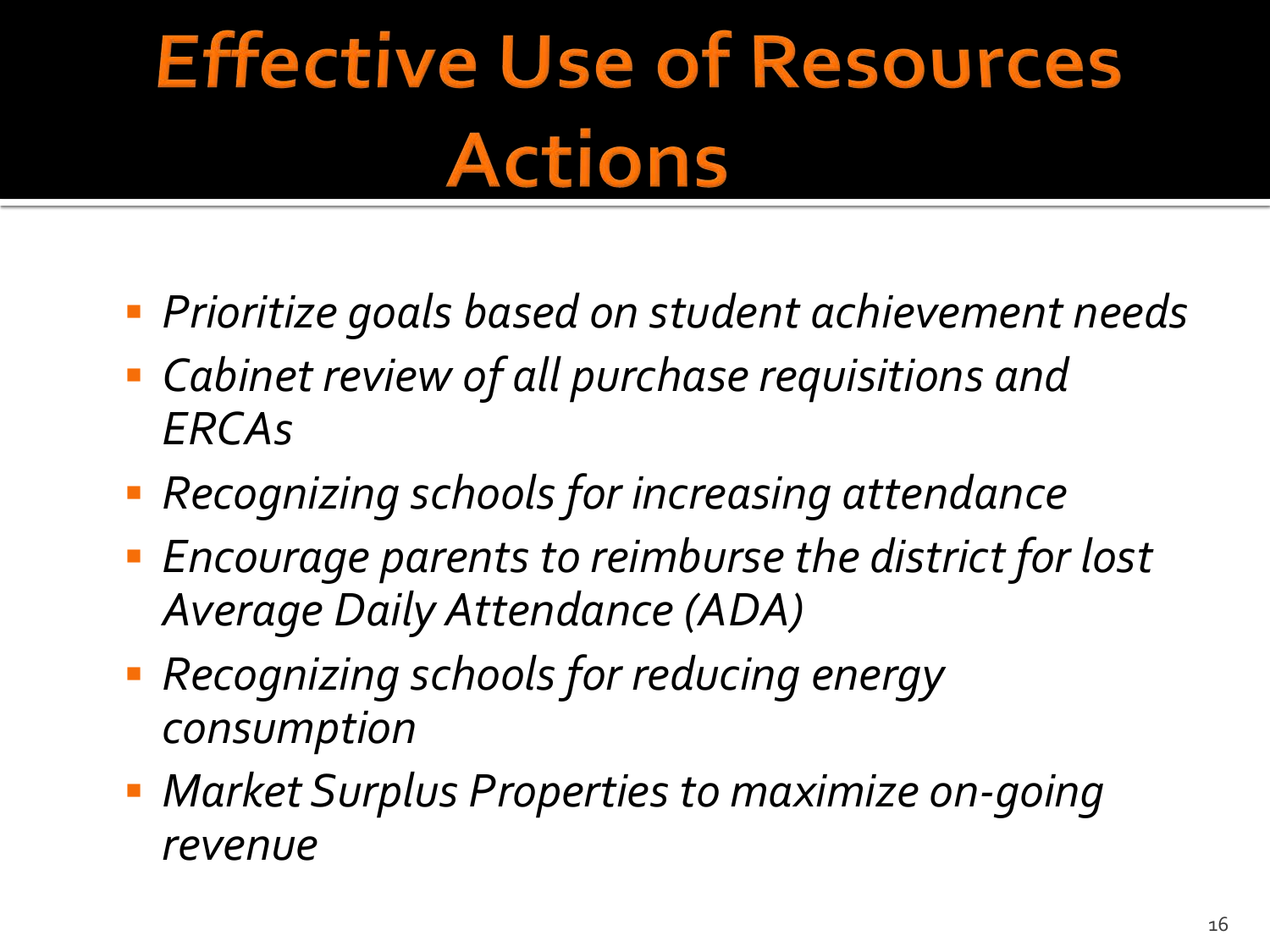# Effective Use of Resources Actions

- *Prioritize goals based on student achievement needs*
- *Cabinet review of all purchase requisitions and ERCAs*
- *Recognizing schools for increasing attendance*
- *Encourage parents to reimburse the district for lost Average Daily Attendance (ADA)*
- *Recognizing schools for reducing energy consumption*
- *Market Surplus Properties to maximize on-going revenue*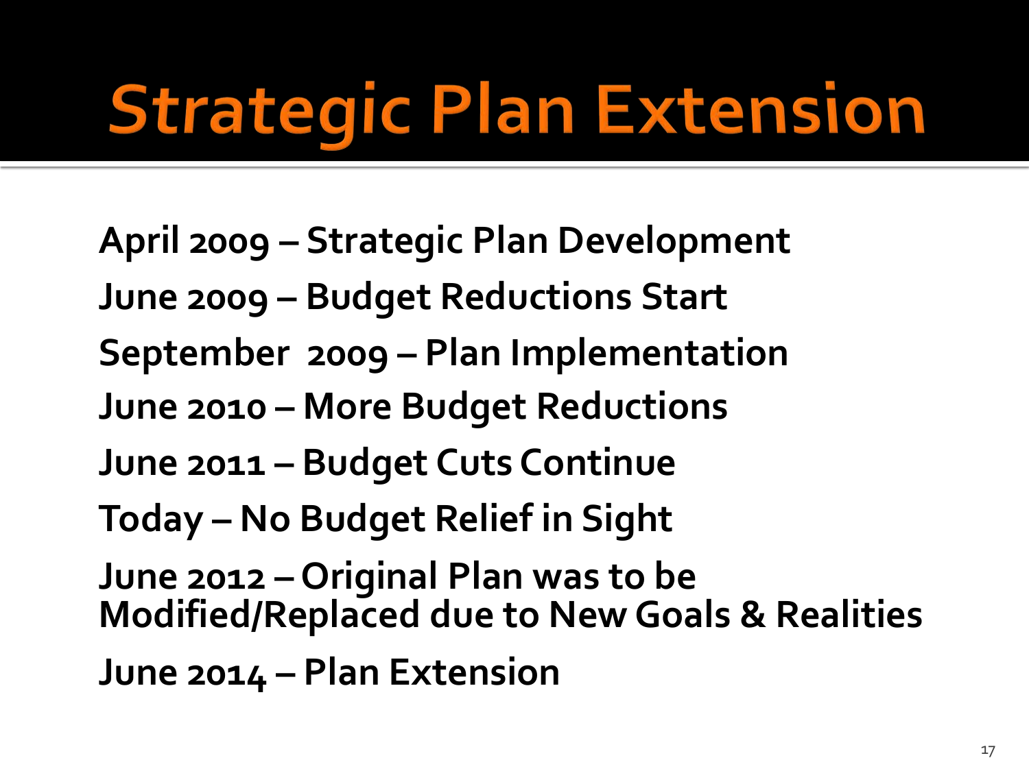# Strategic Plan Extension

**April 2009 – Strategic Plan Development**

**June 2009 – Budget Reductions Start**

**September 2009 – Plan Implementation**

**June 2010 – More Budget Reductions**

**June 2011 – Budget Cuts Continue**

**Today – No Budget Relief in Sight**

**June 2012 – Original Plan was to be Modified/Replaced due to New Goals & Realities**

**June 2014 – Plan Extension**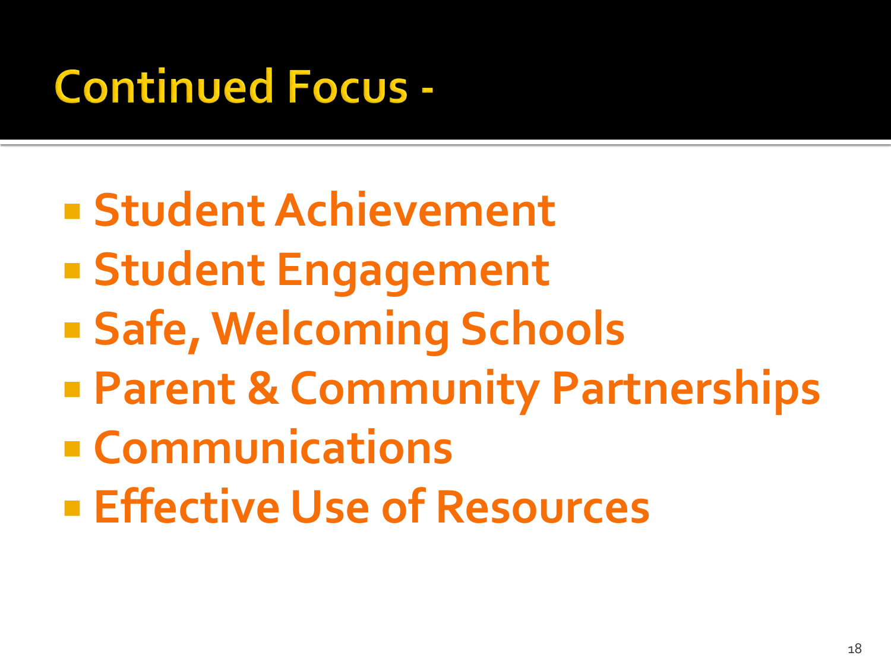# Continued Focus -

- Student Achievement
- Student Engagement
- Safe, Welcoming Schools
- Parent & Community Partnerships
- Communications
- Effective Use of Resources